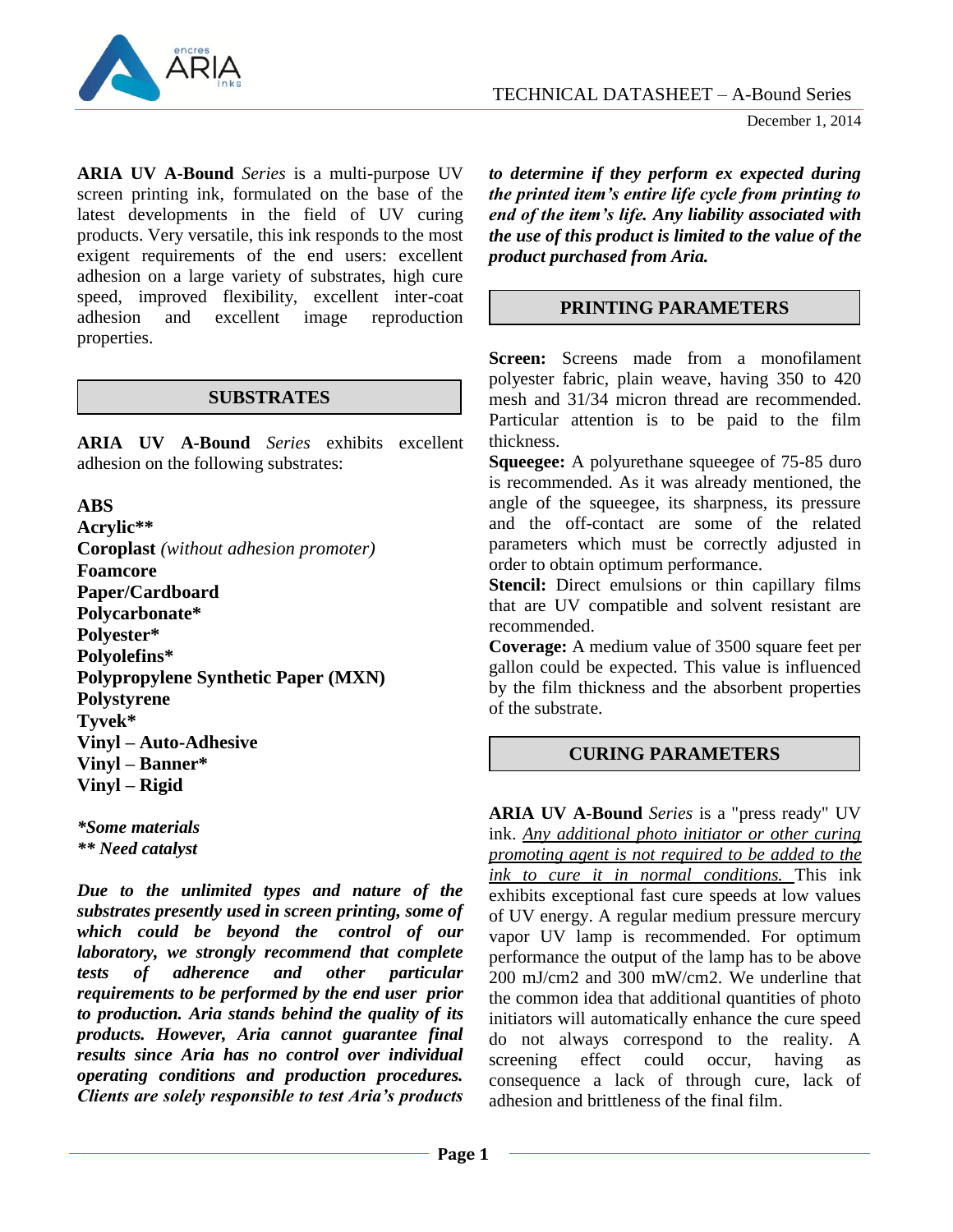# TECHNICAL DATASHEET – A-Bound Series

December 1, 2014

**ARIA UV A-Bound** *Series* is a multi-purpose UV screen printing ink, formulated on the base of the latest developments in the field of UV curing products. Very versatile, this ink responds to the most exigent requirements of the end users: excellent adhesion on a large variety of substrates, high cure speed, improved flexibility, excellent inter-coat adhesion and excellent image reproduction properties.

## SUBSTRATES

**ARIA UV A-Bound** *Series* exhibits excellent adhesion on the following substrates:

**ABS**
**Acrylic****
**Coroplast** *(without adhesion promoter)*
**Foamcore**
**Paper/Cardboard**
**Polycarbonate***
**Polyester***
**Polyolefins***
**Polypropylene Synthetic Paper (MXN)**
**Polystyrene**
**Tyvek***
**Vinyl – Auto-Adhesive**
**Vinyl – Banner***
**Vinyl – Rigid**

****Some materials***
***** Need catalyst***

***Due to the unlimited types and nature of the substrates presently used in screen printing, some of which could be beyond the control of our laboratory, we strongly recommend that complete tests of adherence and other particular requirements to be performed by the end user prior to production. Aria stands behind the quality of its products. However, Aria cannot guarantee final results since Aria has no control over individual operating conditions and production procedures. Clients are solely responsible to test Aria's products to determine if they perform ex expected during the printed item's entire life cycle from printing to end of the item's life. Any liability associated with the use of this product is limited to the value of the product purchased from Aria.***

## PRINTING PARAMETERS

**Screen:** Screens made from a monofilament polyester fabric, plain weave, having 350 to 420 mesh and 31/34 micron thread are recommended. Particular attention is to be paid to the film thickness.

**Squeegee:** A polyurethane squeegee of 75-85 duro is recommended. As it was already mentioned, the angle of the squeegee, its sharpness, its pressure and the off-contact are some of the related parameters which must be correctly adjusted in order to obtain optimum performance.

**Stencil:** Direct emulsions or thin capillary films that are UV compatible and solvent resistant are recommended.

**Coverage:** A medium value of 3500 square feet per gallon could be expected. This value is influenced by the film thickness and the absorbent properties of the substrate.

## CURING PARAMETERS

**ARIA UV A-Bound** *Series* is a "press ready" UV ink. <u>*Any additional photo initiator or other curing promoting agent is not required to be added to the ink to cure it in normal conditions.*</u> This ink exhibits exceptional fast cure speeds at low values of UV energy. A regular medium pressure mercury vapor UV lamp is recommended. For optimum performance the output of the lamp has to be above 200 mJ/cm2 and 300 mW/cm2. We underline that the common idea that additional quantities of photo initiators will automatically enhance the cure speed do not always correspond to the reality. A screening effect could occur, having as consequence a lack of through cure, lack of adhesion and brittleness of the final film.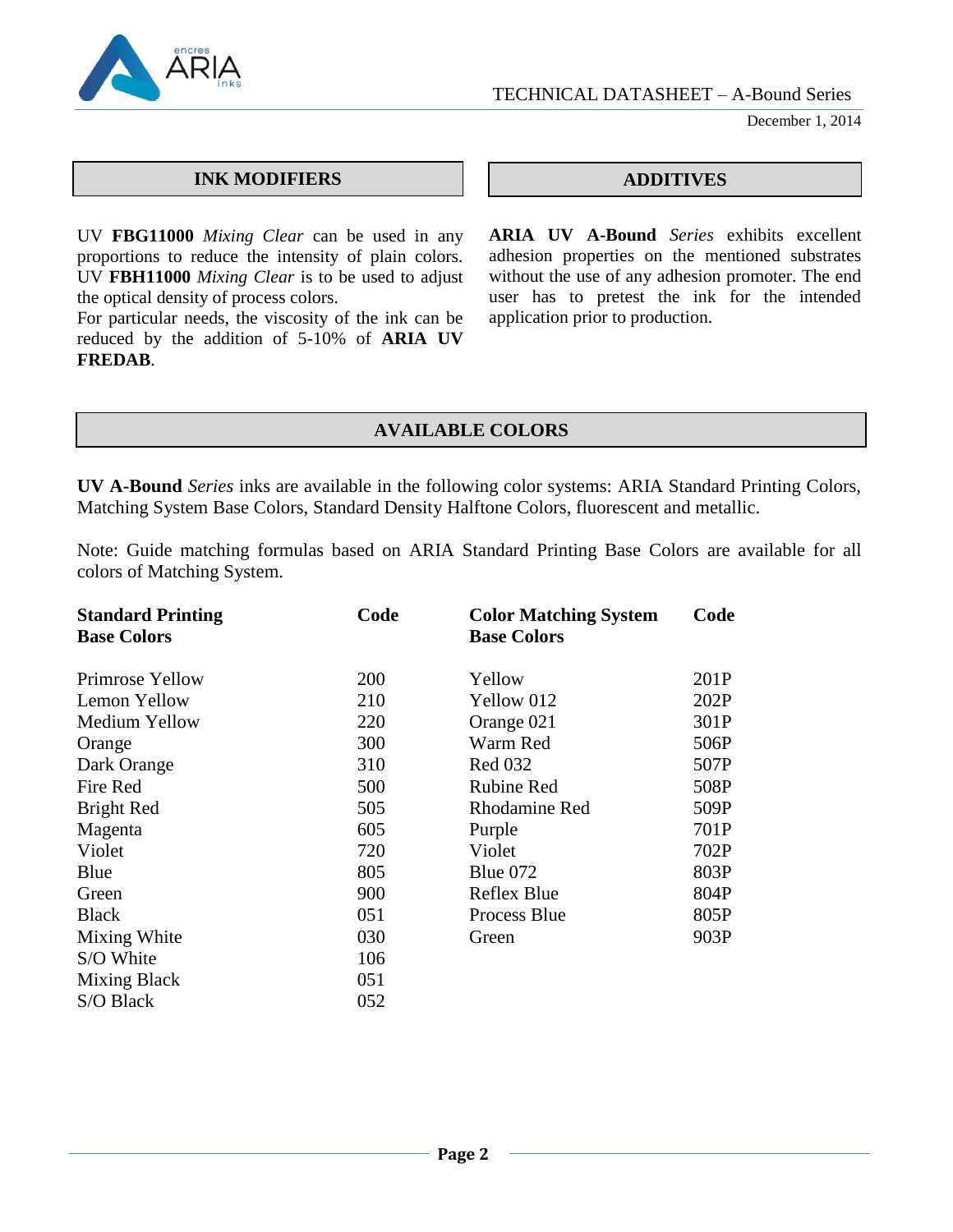## INK MODIFIERS

UV **FBG11000** *Mixing Clear* can be used in any proportions to reduce the intensity of plain colors. UV **FBH11000** *Mixing Clear* is to be used to adjust the optical density of process colors.
For particular needs, the viscosity of the ink can be reduced by the addition of 5-10% of **ARIA UV FREDAB**.

## ADDITIVES

**ARIA UV A-Bound** *Series* exhibits excellent adhesion properties on the mentioned substrates without the use of any adhesion promoter. The end user has to pretest the ink for the intended application prior to production.

## AVAILABLE COLORS

**UV A-Bound** *Series* inks are available in the following color systems: ARIA Standard Printing Colors, Matching System Base Colors, Standard Density Halftone Colors, fluorescent and metallic.

Note: Guide matching formulas based on ARIA Standard Printing Base Colors are available for all colors of Matching System.

| **Standard Printing Base Colors** | **Code** | **Color Matching System Base Colors** | **Code** |
|---|---|---|---|
| Primrose Yellow | 200 | Yellow | 201P |
| Lemon Yellow | 210 | Yellow 012 | 202P |
| Medium Yellow | 220 | Orange 021 | 301P |
| Orange | 300 | Warm Red | 506P |
| Dark Orange | 310 | Red 032 | 507P |
| Fire Red | 500 | Rubine Red | 508P |
| Bright Red | 505 | Rhodamine Red | 509P |
| Magenta | 605 | Purple | 701P |
| Violet | 720 | Violet | 702P |
| Blue | 805 | Blue 072 | 803P |
| Green | 900 | Reflex Blue | 804P |
| Black | 051 | Process Blue | 805P |
| Mixing White | 030 | Green | 903P |
| S/O White | 106 | | |
| Mixing Black | 051 | | |
| S/O Black | 052 | | |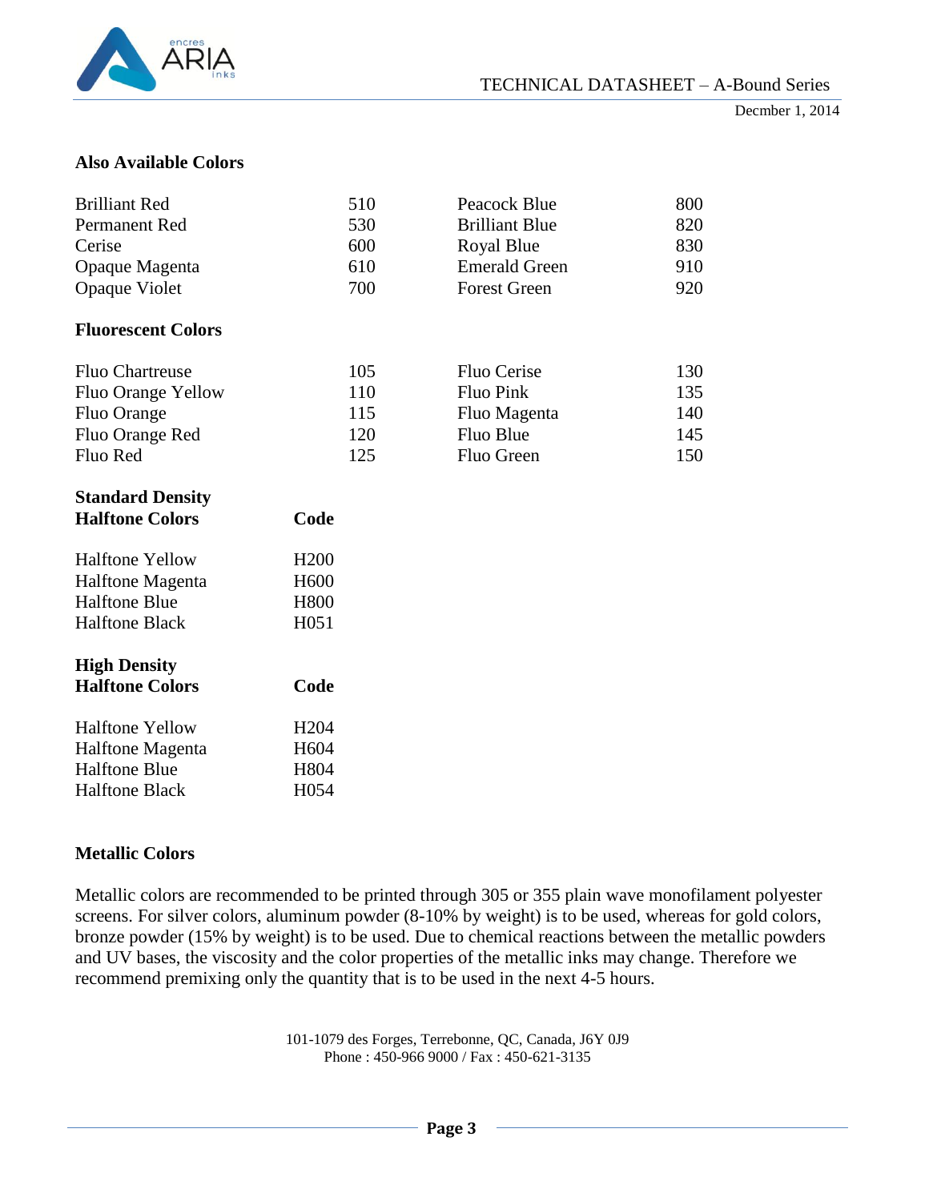## Also Available Colors

| | | | |
|---|---|---|---|
| Brilliant Red | 510 | Peacock Blue | 800 |
| Permanent Red | 530 | Brilliant Blue | 820 |
| Cerise | 600 | Royal Blue | 830 |
| Opaque Magenta | 610 | Emerald Green | 910 |
| Opaque Violet | 700 | Forest Green | 920 |

## Fluorescent Colors

| | | | |
|---|---|---|---|
| Fluo Chartreuse | 105 | Fluo Cerise | 130 |
| Fluo Orange Yellow | 110 | Fluo Pink | 135 |
| Fluo Orange | 115 | Fluo Magenta | 140 |
| Fluo Orange Red | 120 | Fluo Blue | 145 |
| Fluo Red | 125 | Fluo Green | 150 |

| **Standard Density Halftone Colors** | **Code** |
|---|---|
| Halftone Yellow | H200 |
| Halftone Magenta | H600 |
| Halftone Blue | H800 |
| Halftone Black | H051 |

| **High Density Halftone Colors** | **Code** |
|---|---|
| Halftone Yellow | H204 |
| Halftone Magenta | H604 |
| Halftone Blue | H804 |
| Halftone Black | H054 |

## Metallic Colors

Metallic colors are recommended to be printed through 305 or 355 plain wave monofilament polyester screens. For silver colors, aluminum powder (8-10% by weight) is to be used, whereas for gold colors, bronze powder (15% by weight) is to be used. Due to chemical reactions between the metallic powders and UV bases, the viscosity and the color properties of the metallic inks may change. Therefore we recommend premixing only the quantity that is to be used in the next 4-5 hours.

101-1079 des Forges, Terrebonne, QC, Canada, J6Y 0J9
Phone : 450-966 9000 / Fax : 450-621-3135